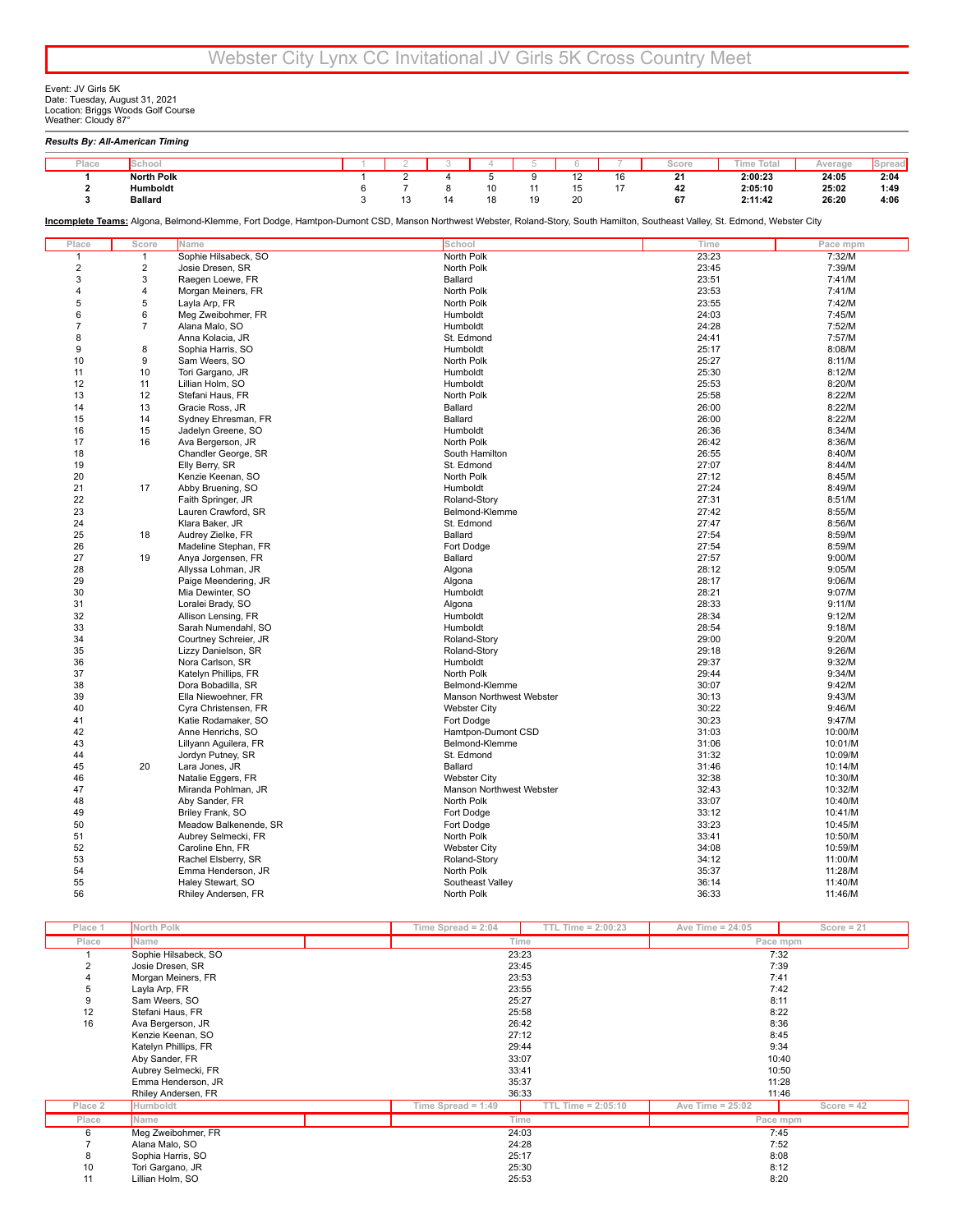# Webster City Lynx CC Invitational JV Girls 5K Cross Country Meet

Event: JV Girls 5K
Date: Tuesday, August 31, 2021
Location: Briggs Woods Golf Course
Weather: Cloudy 87°

***Results By: All-American Timing***

| Place | School | 1 | 2 | 3 | 4 | 5 | 6 | 7 | Score | Time Total | Average | Spread |
|---|---|---|---|---|---|---|---|---|---|---|---|---|
| **1** | **North Polk** | 1 | 2 | 4 | 5 | 9 | 12 | 16 | **21** | **2:00:23** | **24:05** | **2:04** |
| **2** | **Humboldt** | 6 | 7 | 8 | 10 | 11 | 15 | 17 | **42** | **2:05:10** | **25:02** | **1:49** |
| **3** | **Ballard** | 3 | 13 | 14 | 18 | 19 | 20 | | **67** | **2:11:42** | **26:20** | **4:06** |

**Incomplete Teams:** Algona, Belmond-Klemme, Fort Dodge, Hamtpon-Dumont CSD, Manson Northwest Webster, Roland-Story, South Hamilton, Southeast Valley, St. Edmond, Webster City

| Place | Score | Name | School | Time | Pace mpm |
|---|---|---|---|---|---|
| 1 | 1 | Sophie Hilsabeck, SO | North Polk | 23:23 | 7:32/M |
| 2 | 2 | Josie Dresen, SR | North Polk | 23:45 | 7:39/M |
| 3 | 3 | Raegen Loewe, FR | Ballard | 23:51 | 7:41/M |
| 4 | 4 | Morgan Meiners, FR | North Polk | 23:53 | 7:41/M |
| 5 | 5 | Layla Arp, FR | North Polk | 23:55 | 7:42/M |
| 6 | 6 | Meg Zweibohmer, FR | Humboldt | 24:03 | 7:45/M |
| 7 | 7 | Alana Malo, SO | Humboldt | 24:28 | 7:52/M |
| 8 | | Anna Kolacia, JR | St. Edmond | 24:41 | 7:57/M |
| 9 | 8 | Sophia Harris, SO | Humboldt | 25:17 | 8:08/M |
| 10 | 9 | Sam Weers, SO | North Polk | 25:27 | 8:11/M |
| 11 | 10 | Tori Gargano, JR | Humboldt | 25:30 | 8:12/M |
| 12 | 11 | Lillian Holm, SO | Humboldt | 25:53 | 8:20/M |
| 13 | 12 | Stefani Haus, FR | North Polk | 25:58 | 8:22/M |
| 14 | 13 | Gracie Ross, JR | Ballard | 26:00 | 8:22/M |
| 15 | 14 | Sydney Ehresman, FR | Ballard | 26:00 | 8:22/M |
| 16 | 15 | Jadelyn Greene, SO | Humboldt | 26:36 | 8:34/M |
| 17 | 16 | Ava Bergerson, JR | North Polk | 26:42 | 8:36/M |
| 18 | | Chandler George, SR | South Hamilton | 26:55 | 8:40/M |
| 19 | | Elly Berry, SR | St. Edmond | 27:07 | 8:44/M |
| 20 | | Kenzie Keenan, SO | North Polk | 27:12 | 8:45/M |
| 21 | 17 | Abby Bruening, SO | Humboldt | 27:24 | 8:49/M |
| 22 | | Faith Springer, JR | Roland-Story | 27:31 | 8:51/M |
| 23 | | Lauren Crawford, SR | Belmond-Klemme | 27:42 | 8:55/M |
| 24 | | Klara Baker, JR | St. Edmond | 27:47 | 8:56/M |
| 25 | 18 | Audrey Zielke, FR | Ballard | 27:54 | 8:59/M |
| 26 | | Madeline Stephan, FR | Fort Dodge | 27:54 | 8:59/M |
| 27 | 19 | Anya Jorgensen, FR | Ballard | 27:57 | 9:00/M |
| 28 | | Allyssa Lohman, JR | Algona | 28:12 | 9:05/M |
| 29 | | Paige Meendering, JR | Algona | 28:17 | 9:06/M |
| 30 | | Mia Dewinter, SO | Humboldt | 28:21 | 9:07/M |
| 31 | | Loralei Brady, SO | Algona | 28:33 | 9:11/M |
| 32 | | Allison Lensing, FR | Humboldt | 28:34 | 9:12/M |
| 33 | | Sarah Numendahl, SO | Humboldt | 28:54 | 9:18/M |
| 34 | | Courtney Schreier, JR | Roland-Story | 29:00 | 9:20/M |
| 35 | | Lizzy Danielson, SR | Roland-Story | 29:18 | 9:26/M |
| 36 | | Nora Carlson, SR | Humboldt | 29:37 | 9:32/M |
| 37 | | Katelyn Phillips, FR | North Polk | 29:44 | 9:34/M |
| 38 | | Dora Bobadilla, SR | Belmond-Klemme | 30:07 | 9:42/M |
| 39 | | Ella Niewoehner, FR | Manson Northwest Webster | 30:13 | 9:43/M |
| 40 | | Cyra Christensen, FR | Webster City | 30:22 | 9:46/M |
| 41 | | Katie Rodamaker, SO | Fort Dodge | 30:23 | 9:47/M |
| 42 | | Anne Henrichs, SO | Hamtpon-Dumont CSD | 31:03 | 10:00/M |
| 43 | | Lillyann Aguilera, FR | Belmond-Klemme | 31:06 | 10:01/M |
| 44 | | Jordyn Putney, SR | St. Edmond | 31:32 | 10:09/M |
| 45 | 20 | Lara Jones, JR | Ballard | 31:46 | 10:14/M |
| 46 | | Natalie Eggers, FR | Webster City | 32:38 | 10:30/M |
| 47 | | Miranda Pohlman, JR | Manson Northwest Webster | 32:43 | 10:32/M |
| 48 | | Aby Sander, FR | North Polk | 33:07 | 10:40/M |
| 49 | | Briley Frank, SO | Fort Dodge | 33:12 | 10:41/M |
| 50 | | Meadow Balkenende, SR | Fort Dodge | 33:23 | 10:45/M |
| 51 | | Aubrey Selmecki, FR | North Polk | 33:41 | 10:50/M |
| 52 | | Caroline Ehn, FR | Webster City | 34:08 | 10:59/M |
| 53 | | Rachel Elsberry, SR | Roland-Story | 34:12 | 11:00/M |
| 54 | | Emma Henderson, JR | North Polk | 35:37 | 11:28/M |
| 55 | | Haley Stewart, SO | Southeast Valley | 36:14 | 11:40/M |
| 56 | | Rhiley Andersen, FR | North Polk | 36:33 | 11:46/M |

| Place 1 | North Polk | Time Spread = 2:04 | TTL Time = 2:00:23 | Ave Time = 24:05 | Score = 21 |
|---|---|---|---|---|---|
| Place | Name | Time | | Pace mpm | |
| 1 | Sophie Hilsabeck, SO | 23:23 | | 7:32 | |
| 2 | Josie Dresen, SR | 23:45 | | 7:39 | |
| 4 | Morgan Meiners, FR | 23:53 | | 7:41 | |
| 5 | Layla Arp, FR | 23:55 | | 7:42 | |
| 9 | Sam Weers, SO | 25:27 | | 8:11 | |
| 12 | Stefani Haus, FR | 25:58 | | 8:22 | |
| 16 | Ava Bergerson, JR | 26:42 | | 8:36 | |
| | Kenzie Keenan, SO | 27:12 | | 8:45 | |
| | Katelyn Phillips, FR | 29:44 | | 9:34 | |
| | Aby Sander, FR | 33:07 | | 10:40 | |
| | Aubrey Selmecki, FR | 33:41 | | 10:50 | |
| | Emma Henderson, JR | 35:37 | | 11:28 | |
| | Rhiley Andersen, FR | 36:33 | | 11:46 | |

| Place 2 | Humboldt | Time Spread = 1:49 | TTL Time = 2:05:10 | Ave Time = 25:02 | Score = 42 |
|---|---|---|---|---|---|
| Place | Name | Time | | Pace mpm | |
| 6 | Meg Zweibohmer, FR | 24:03 | | 7:45 | |
| 7 | Alana Malo, SO | 24:28 | | 7:52 | |
| 8 | Sophia Harris, SO | 25:17 | | 8:08 | |
| 10 | Tori Gargano, JR | 25:30 | | 8:12 | |
| 11 | Lillian Holm, SO | 25:53 | | 8:20 | |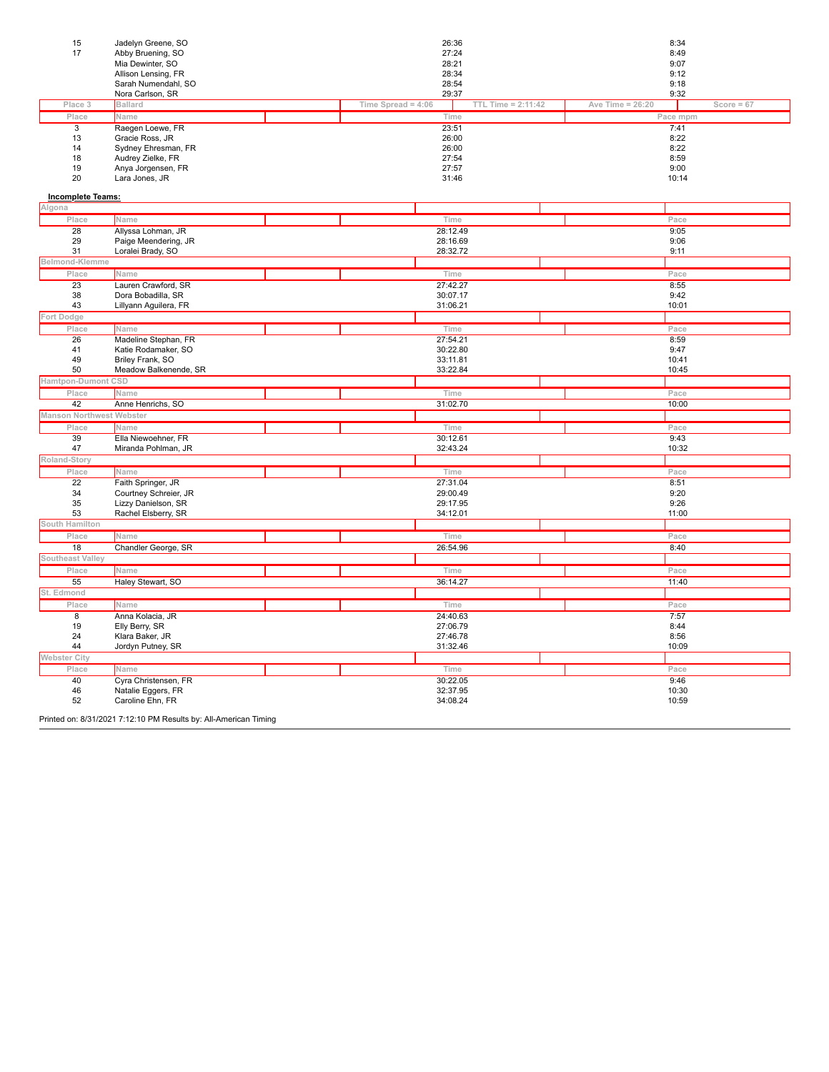| | | | |
|---|---|---|---|
| 15 | Jadelyn Greene, SO | 26:36 | 8:34 |
| 17 | Abby Bruening, SO | 27:24 | 8:49 |
| | Mia Dewinter, SO | 28:21 | 9:07 |
| | Allison Lensing, FR | 28:34 | 9:12 |
| | Sarah Numendahl, SO | 28:54 | 9:18 |
| | Nora Carlson, SR | 29:37 | 9:32 |

| Place 3 | Ballard | Time Spread = 4:06 | TTL Time = 2:11:42 | Ave Time = 26:20 | Score = 67 |
|---|---|---|---|---|---|
| **Place** | **Name** | **Time** | | **Pace mpm** | |
| 3 | Raegen Loewe, FR | 23:51 | | 7:41 | |
| 13 | Gracie Ross, JR | 26:00 | | 8:22 | |
| 14 | Sydney Ehresman, FR | 26:00 | | 8:22 | |
| 18 | Audrey Zielke, FR | 27:54 | | 8:59 | |
| 19 | Anya Jorgensen, FR | 27:57 | | 9:00 | |
| 20 | Lara Jones, JR | 31:46 | | 10:14 | |

**Incomplete Teams:**

**Algona**

| Place | Name | Time | Pace |
|---|---|---|---|
| 28 | Allyssa Lohman, JR | 28:12.49 | 9:05 |
| 29 | Paige Meendering, JR | 28:16.69 | 9:06 |
| 31 | Loralei Brady, SO | 28:32.72 | 9:11 |

**Belmond-Klemme**

| Place | Name | Time | Pace |
|---|---|---|---|
| 23 | Lauren Crawford, SR | 27:42.27 | 8:55 |
| 38 | Dora Bobadilla, SR | 30:07.17 | 9:42 |
| 43 | Lillyann Aguilera, FR | 31:06.21 | 10:01 |

**Fort Dodge**

| Place | Name | Time | Pace |
|---|---|---|---|
| 26 | Madeline Stephan, FR | 27:54.21 | 8:59 |
| 41 | Katie Rodamaker, SO | 30:22.80 | 9:47 |
| 49 | Briley Frank, SO | 33:11.81 | 10:41 |
| 50 | Meadow Balkenende, SR | 33:22.84 | 10:45 |

**Hamtpon-Dumont CSD**

| Place | Name | Time | Pace |
|---|---|---|---|
| 42 | Anne Henrichs, SO | 31:02.70 | 10:00 |

**Manson Northwest Webster**

| Place | Name | Time | Pace |
|---|---|---|---|
| 39 | Ella Niewoehner, FR | 30:12.61 | 9:43 |
| 47 | Miranda Pohlman, JR | 32:43.24 | 10:32 |

**Roland-Story**

| Place | Name | Time | Pace |
|---|---|---|---|
| 22 | Faith Springer, JR | 27:31.04 | 8:51 |
| 34 | Courtney Schreier, JR | 29:00.49 | 9:20 |
| 35 | Lizzy Danielson, SR | 29:17.95 | 9:26 |
| 53 | Rachel Elsberry, SR | 34:12.01 | 11:00 |

**South Hamilton**

| Place | Name | Time | Pace |
|---|---|---|---|
| 18 | Chandler George, SR | 26:54.96 | 8:40 |

**Southeast Valley**

| Place | Name | Time | Pace |
|---|---|---|---|
| 55 | Haley Stewart, SO | 36:14.27 | 11:40 |

**St. Edmond**

| Place | Name | Time | Pace |
|---|---|---|---|
| 8 | Anna Kolacia, JR | 24:40.63 | 7:57 |
| 19 | Elly Berry, SR | 27:06.79 | 8:44 |
| 24 | Klara Baker, JR | 27:46.78 | 8:56 |
| 44 | Jordyn Putney, SR | 31:32.46 | 10:09 |

**Webster City**

| Place | Name | Time | Pace |
|---|---|---|---|
| 40 | Cyra Christensen, FR | 30:22.05 | 9:46 |
| 46 | Natalie Eggers, FR | 32:37.95 | 10:30 |
| 52 | Caroline Ehn, FR | 34:08.24 | 10:59 |

Printed on: 8/31/2021 7:12:10 PM Results by: All-American Timing